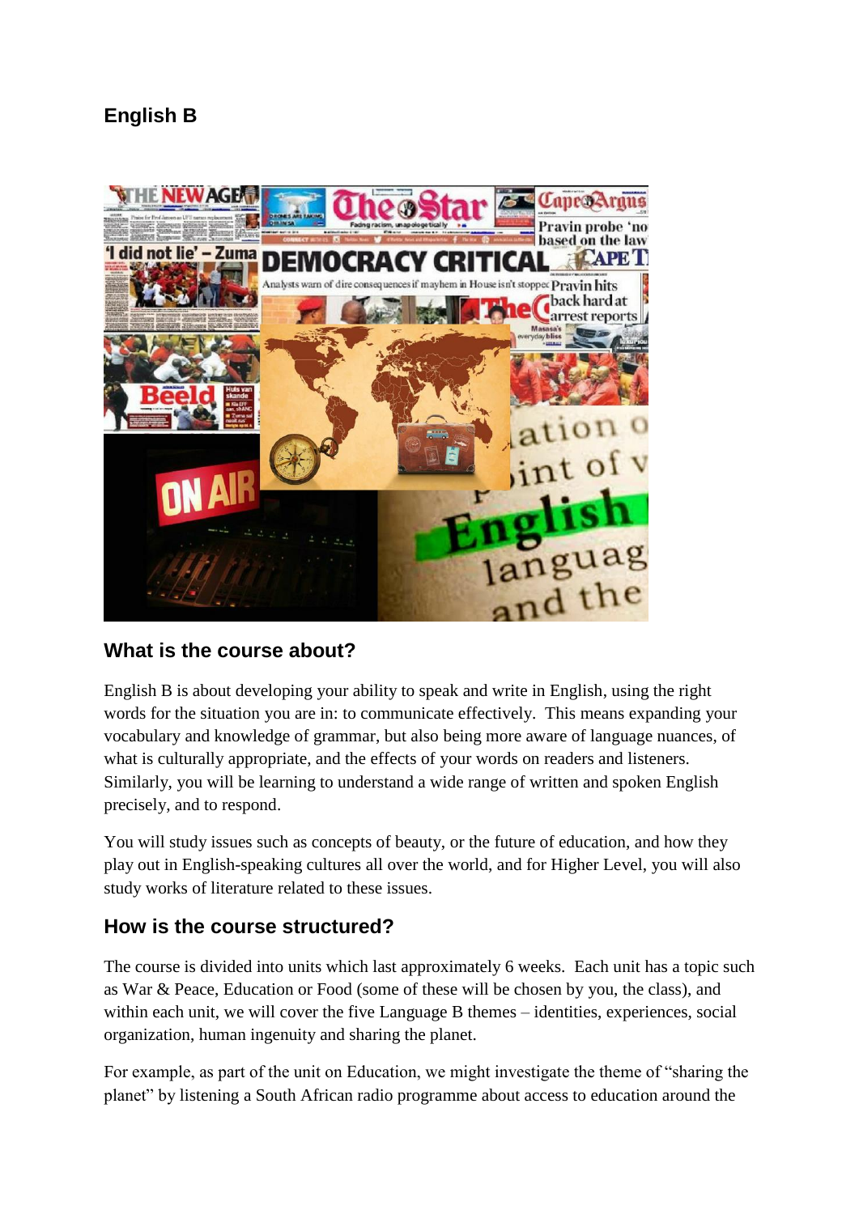# English B

## What is the course about?

English B is about developing your ability to speak and write in English, using the right words for the situation you are in: to communicate effectively. This means expanding your vocabulary and knowledge of grammar, but also being more aware of language nuances, of what is culturally appropriate, and the effects of your words on readers and listeners. Similarly, you will be learning to understand a wide range of written and spoken English precisely, and to respond.

You will study issues such as concepts of beauty, or the future of education, and how they play out in English-speaking cultures all over the world, and for Higher Level, you will also study works of literature related to these issues.

## How is the course structured?

The course is divided into units which last approximately 6 weeks. Each unit has a topic such as War & Peace, Education or Food (some of these will be chosen by you, the class), and within each unit, we will cover the five Language B themes – identities, experiences, social organization, human ingenuity and sharing the planet.

For example, as part of the unit on Education, we might investigate the theme of "sharing the planet" by listening a South African radio programme about access to education around the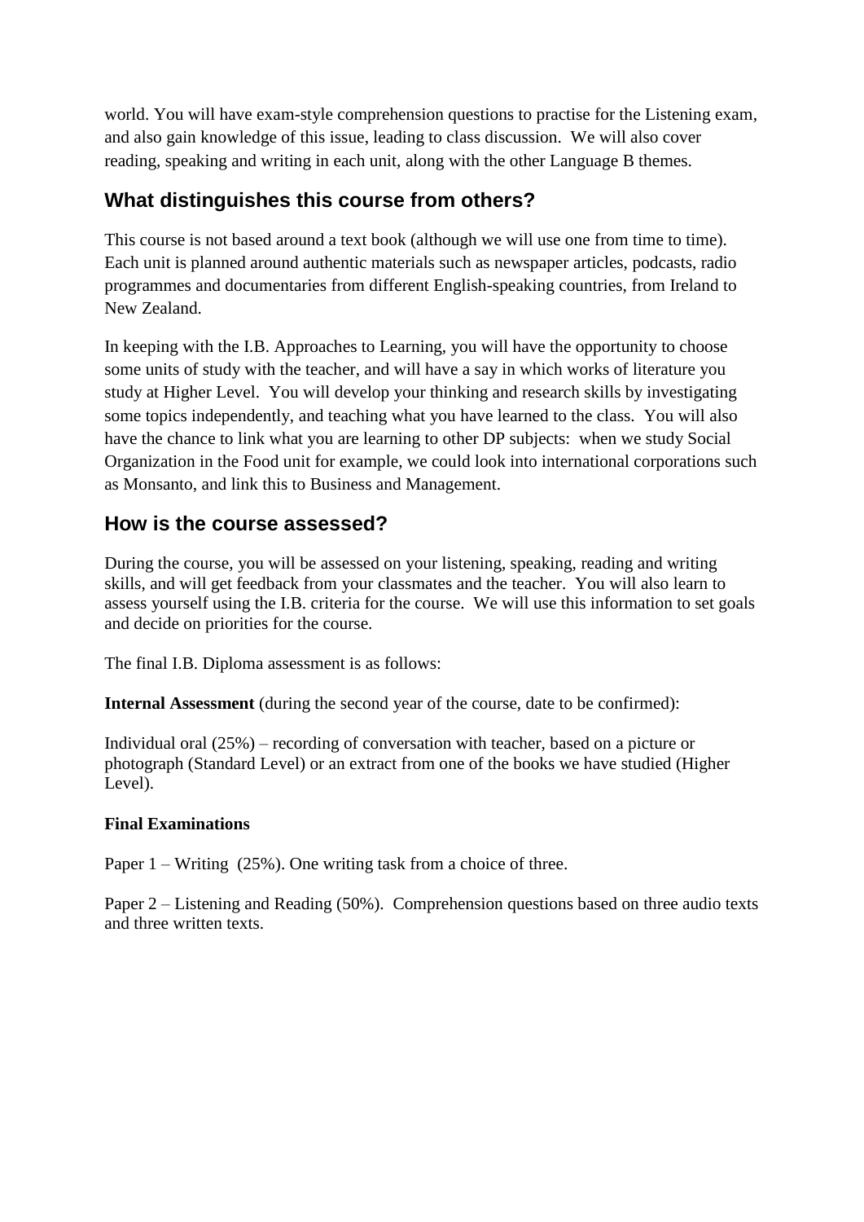world. You will have exam-style comprehension questions to practise for the Listening exam, and also gain knowledge of this issue, leading to class discussion.  We will also cover reading, speaking and writing in each unit, along with the other Language B themes.

## What distinguishes this course from others?

This course is not based around a text book (although we will use one from time to time). Each unit is planned around authentic materials such as newspaper articles, podcasts, radio programmes and documentaries from different English-speaking countries, from Ireland to New Zealand.

In keeping with the I.B. Approaches to Learning, you will have the opportunity to choose some units of study with the teacher, and will have a say in which works of literature you study at Higher Level.  You will develop your thinking and research skills by investigating some topics independently, and teaching what you have learned to the class.  You will also have the chance to link what you are learning to other DP subjects:  when we study Social Organization in the Food unit for example, we could look into international corporations such as Monsanto, and link this to Business and Management.

## How is the course assessed?

During the course, you will be assessed on your listening, speaking, reading and writing skills, and will get feedback from your classmates and the teacher.  You will also learn to assess yourself using the I.B. criteria for the course.  We will use this information to set goals and decide on priorities for the course.

The final I.B. Diploma assessment is as follows:

**Internal Assessment** (during the second year of the course, date to be confirmed):

Individual oral (25%) – recording of conversation with teacher, based on a picture or photograph (Standard Level) or an extract from one of the books we have studied (Higher Level).

**Final Examinations**

Paper 1 – Writing  (25%). One writing task from a choice of three.

Paper 2 – Listening and Reading (50%).  Comprehension questions based on three audio texts and three written texts.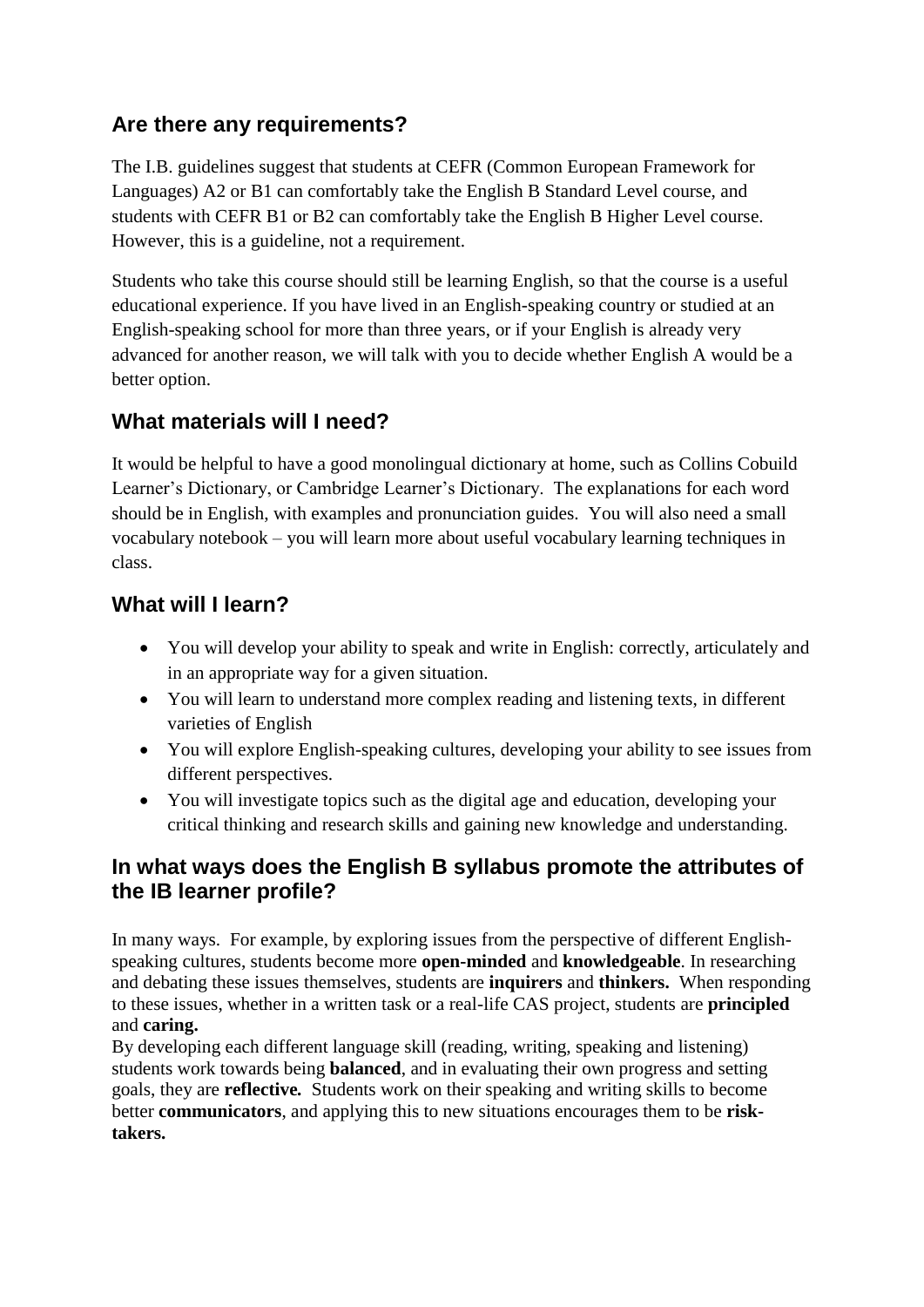## Are there any requirements?

The I.B. guidelines suggest that students at CEFR (Common European Framework for Languages) A2 or B1 can comfortably take the English B Standard Level course, and students with CEFR B1 or B2 can comfortably take the English B Higher Level course. However, this is a guideline, not a requirement.

Students who take this course should still be learning English, so that the course is a useful educational experience. If you have lived in an English-speaking country or studied at an English-speaking school for more than three years, or if your English is already very advanced for another reason, we will talk with you to decide whether English A would be a better option.

## What materials will I need?

It would be helpful to have a good monolingual dictionary at home, such as Collins Cobuild Learner's Dictionary, or Cambridge Learner's Dictionary. The explanations for each word should be in English, with examples and pronunciation guides. You will also need a small vocabulary notebook – you will learn more about useful vocabulary learning techniques in class.

## What will I learn?

- You will develop your ability to speak and write in English: correctly, articulately and in an appropriate way for a given situation.
- You will learn to understand more complex reading and listening texts, in different varieties of English
- You will explore English-speaking cultures, developing your ability to see issues from different perspectives.
- You will investigate topics such as the digital age and education, developing your critical thinking and research skills and gaining new knowledge and understanding.

## In what ways does the English B syllabus promote the attributes of the IB learner profile?

In many ways. For example, by exploring issues from the perspective of different English-speaking cultures, students become more **open-minded** and **knowledgeable**. In researching and debating these issues themselves, students are **inquirers** and **thinkers.** When responding to these issues, whether in a written task or a real-life CAS project, students are **principled** and **caring.**
By developing each different language skill (reading, writing, speaking and listening) students work towards being **balanced**, and in evaluating their own progress and setting goals, they are **reflective.** Students work on their speaking and writing skills to become better **communicators**, and applying this to new situations encourages them to be **risk-takers.**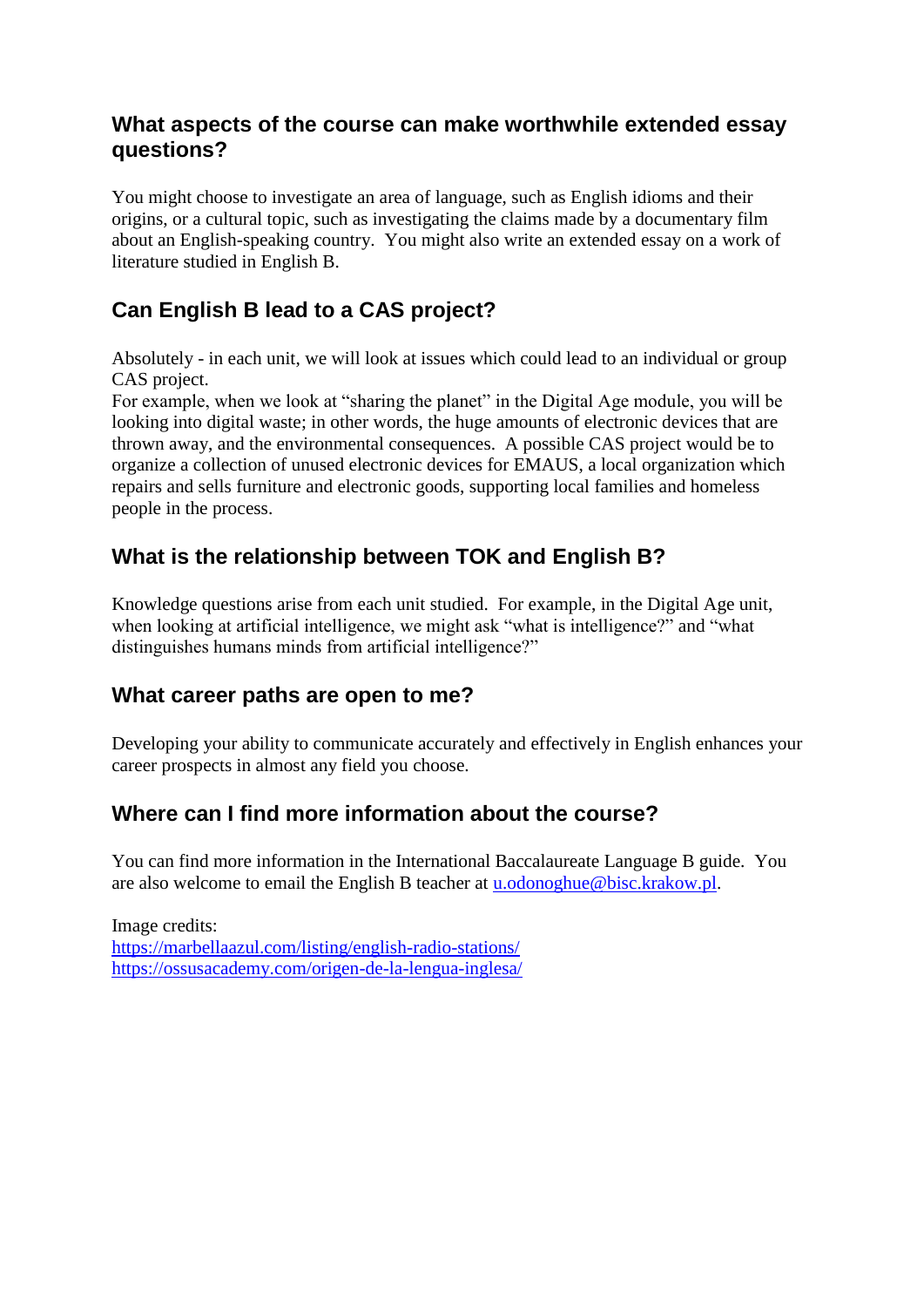## What aspects of the course can make worthwhile extended essay questions?

You might choose to investigate an area of language, such as English idioms and their origins, or a cultural topic, such as investigating the claims made by a documentary film about an English-speaking country. You might also write an extended essay on a work of literature studied in English B.

## Can English B lead to a CAS project?

Absolutely - in each unit, we will look at issues which could lead to an individual or group CAS project.
For example, when we look at "sharing the planet" in the Digital Age module, you will be looking into digital waste; in other words, the huge amounts of electronic devices that are thrown away, and the environmental consequences. A possible CAS project would be to organize a collection of unused electronic devices for EMAUS, a local organization which repairs and sells furniture and electronic goods, supporting local families and homeless people in the process.

## What is the relationship between TOK and English B?

Knowledge questions arise from each unit studied. For example, in the Digital Age unit, when looking at artificial intelligence, we might ask "what is intelligence?" and "what distinguishes humans minds from artificial intelligence?"

## What career paths are open to me?

Developing your ability to communicate accurately and effectively in English enhances your career prospects in almost any field you choose.

## Where can I find more information about the course?

You can find more information in the International Baccalaureate Language B guide. You are also welcome to email the English B teacher at u.odonoghue@bisc.krakow.pl.

Image credits:
https://marbellaazul.com/listing/english-radio-stations/
https://ossusacademy.com/origen-de-la-lengua-inglesa/